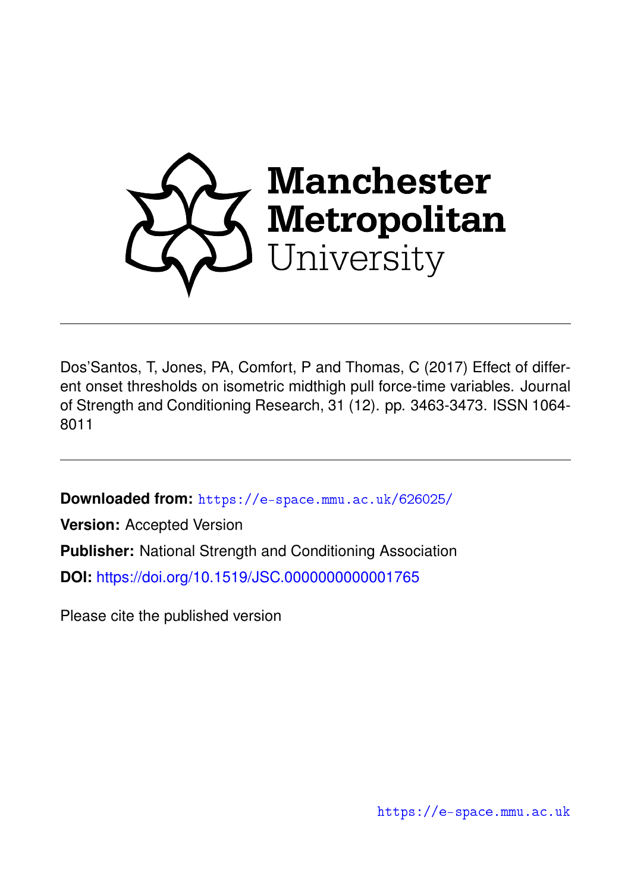Manchester Metropolitan University

Dos'Santos, T, Jones, PA, Comfort, P and Thomas, C (2017) Effect of different onset thresholds on isometric midthigh pull force-time variables. Journal of Strength and Conditioning Research, 31 (12). pp. 3463-3473. ISSN 1064-8011

**Downloaded from:** https://e-space.mmu.ac.uk/626025/

**Version:** Accepted Version

**Publisher:** National Strength and Conditioning Association

**DOI:** https://doi.org/10.1519/JSC.0000000000001765

Please cite the published version

https://e-space.mmu.ac.uk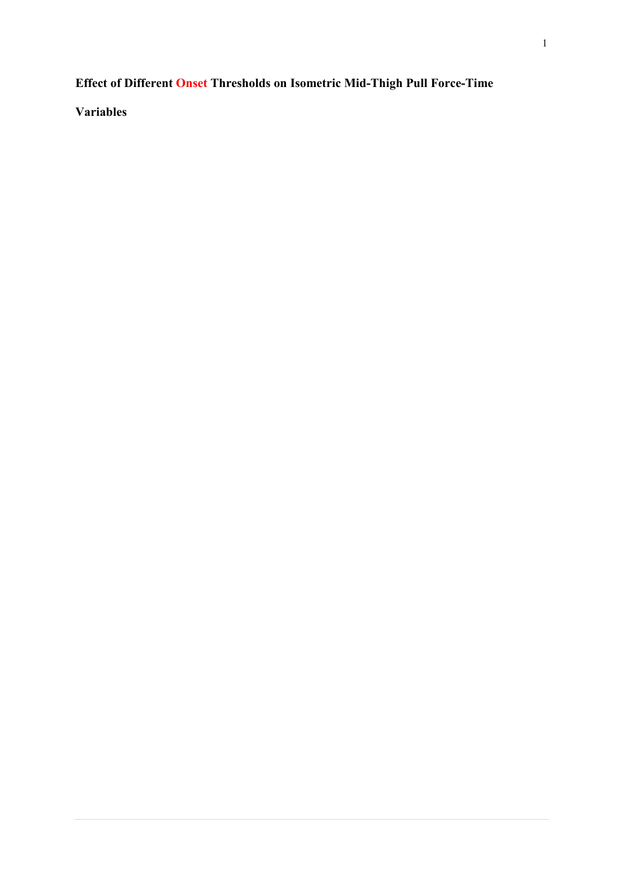**Effect of Different Onset Thresholds on Isometric Mid-Thigh Pull Force-Time Variables**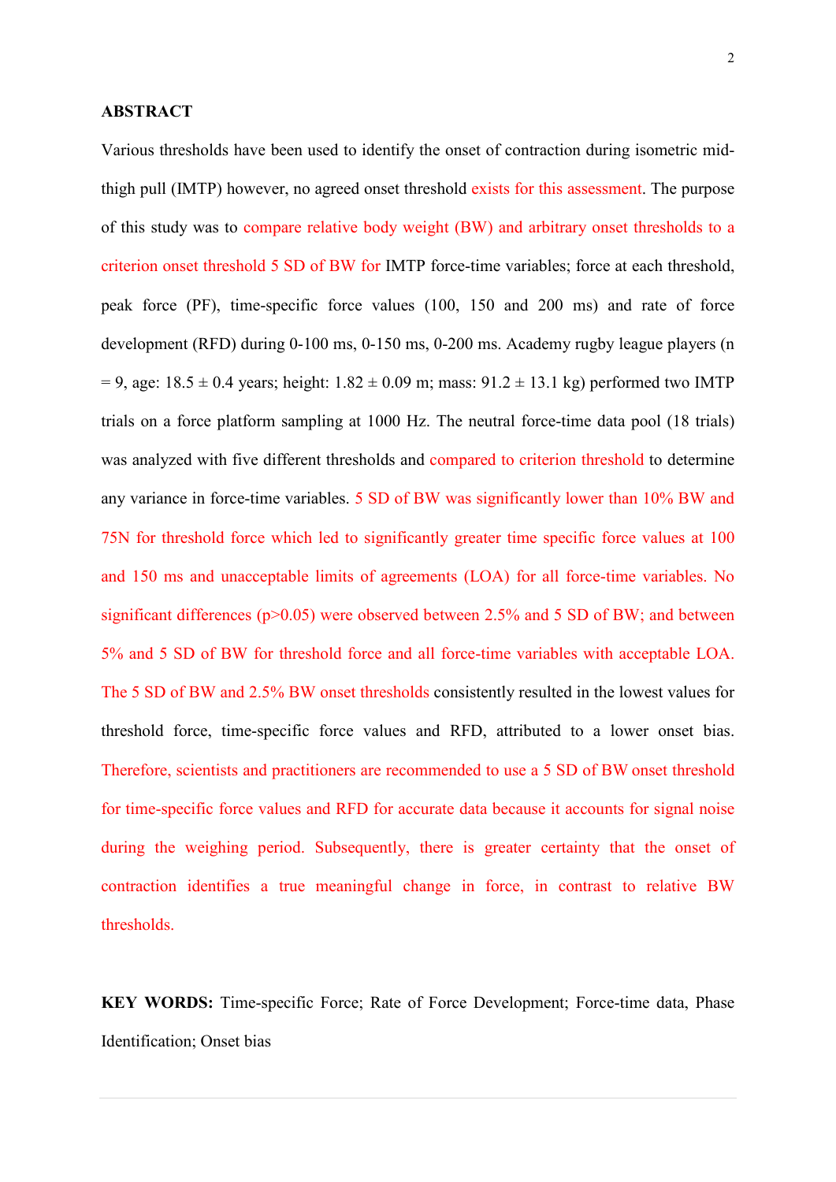**ABSTRACT**

Various thresholds have been used to identify the onset of contraction during isometric mid-thigh pull (IMTP) however, no agreed onset threshold exists for this assessment. The purpose of this study was to compare relative body weight (BW) and arbitrary onset thresholds to a criterion onset threshold 5 SD of BW for IMTP force-time variables; force at each threshold, peak force (PF), time-specific force values (100, 150 and 200 ms) and rate of force development (RFD) during 0-100 ms, 0-150 ms, 0-200 ms. Academy rugby league players (n = 9, age: 18.5 ± 0.4 years; height: 1.82 ± 0.09 m; mass: 91.2 ± 13.1 kg) performed two IMTP trials on a force platform sampling at 1000 Hz. The neutral force-time data pool (18 trials) was analyzed with five different thresholds and compared to criterion threshold to determine any variance in force-time variables. 5 SD of BW was significantly lower than 10% BW and 75N for threshold force which led to significantly greater time specific force values at 100 and 150 ms and unacceptable limits of agreements (LOA) for all force-time variables. No significant differences ($p>0.05$) were observed between 2.5% and 5 SD of BW; and between 5% and 5 SD of BW for threshold force and all force-time variables with acceptable LOA. The 5 SD of BW and 2.5% BW onset thresholds consistently resulted in the lowest values for threshold force, time-specific force values and RFD, attributed to a lower onset bias. Therefore, scientists and practitioners are recommended to use a 5 SD of BW onset threshold for time-specific force values and RFD for accurate data because it accounts for signal noise during the weighing period. Subsequently, there is greater certainty that the onset of contraction identifies a true meaningful change in force, in contrast to relative BW thresholds.

**KEY WORDS:** Time-specific Force; Rate of Force Development; Force-time data, Phase Identification; Onset bias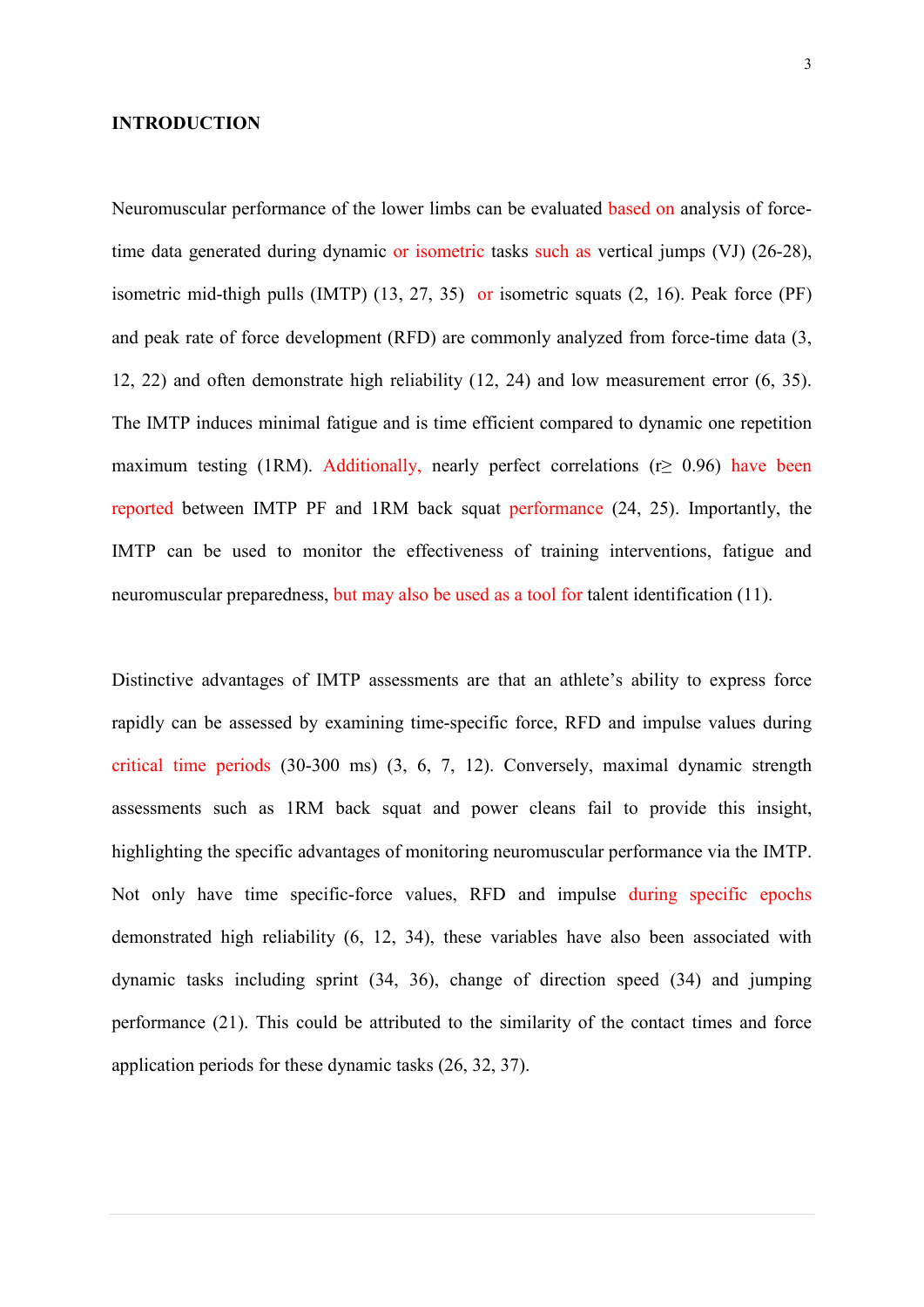## INTRODUCTION

Neuromuscular performance of the lower limbs can be evaluated based on analysis of force-time data generated during dynamic or isometric tasks such as vertical jumps (VJ) (26-28), isometric mid-thigh pulls (IMTP) (13, 27, 35) or isometric squats (2, 16). Peak force (PF) and peak rate of force development (RFD) are commonly analyzed from force-time data (3, 12, 22) and often demonstrate high reliability (12, 24) and low measurement error (6, 35). The IMTP induces minimal fatigue and is time efficient compared to dynamic one repetition maximum testing (1RM). Additionally, nearly perfect correlations ($r \geq 0.96$) have been reported between IMTP PF and 1RM back squat performance (24, 25). Importantly, the IMTP can be used to monitor the effectiveness of training interventions, fatigue and neuromuscular preparedness, but may also be used as a tool for talent identification (11).

Distinctive advantages of IMTP assessments are that an athlete's ability to express force rapidly can be assessed by examining time-specific force, RFD and impulse values during critical time periods (30-300 ms) (3, 6, 7, 12). Conversely, maximal dynamic strength assessments such as 1RM back squat and power cleans fail to provide this insight, highlighting the specific advantages of monitoring neuromuscular performance via the IMTP. Not only have time specific-force values, RFD and impulse during specific epochs demonstrated high reliability (6, 12, 34), these variables have also been associated with dynamic tasks including sprint (34, 36), change of direction speed (34) and jumping performance (21). This could be attributed to the similarity of the contact times and force application periods for these dynamic tasks (26, 32, 37).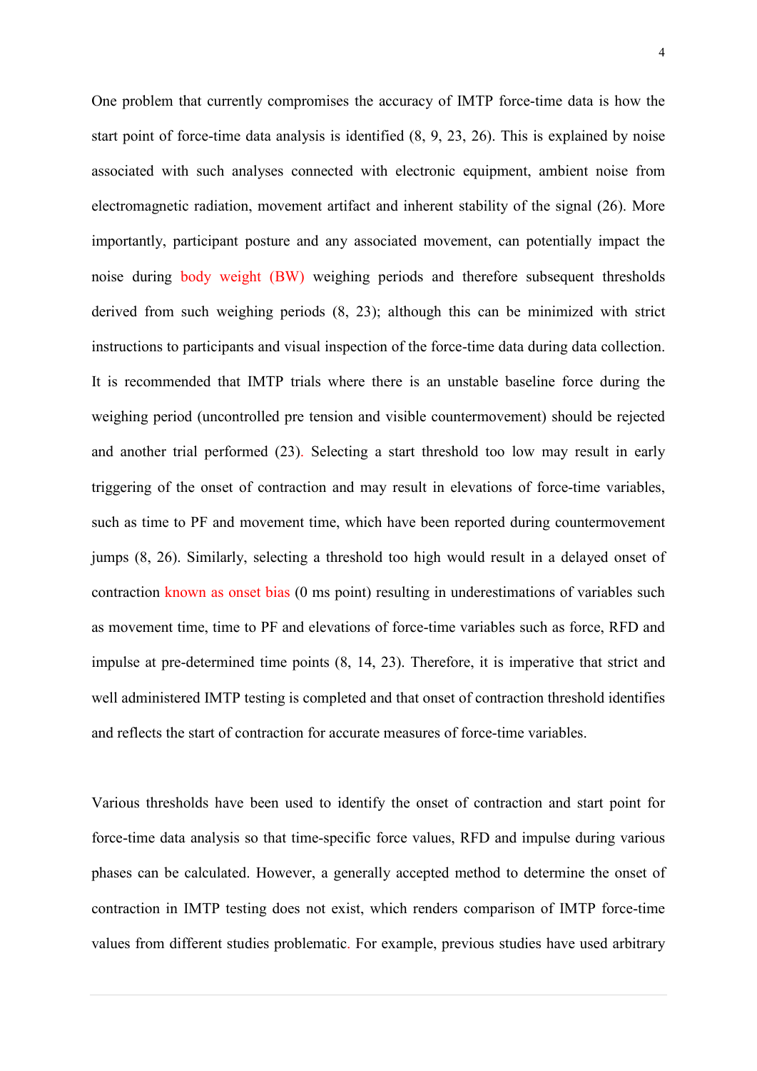One problem that currently compromises the accuracy of IMTP force-time data is how the start point of force-time data analysis is identified (8, 9, 23, 26). This is explained by noise associated with such analyses connected with electronic equipment, ambient noise from electromagnetic radiation, movement artifact and inherent stability of the signal (26). More importantly, participant posture and any associated movement, can potentially impact the noise during body weight (BW) weighing periods and therefore subsequent thresholds derived from such weighing periods (8, 23); although this can be minimized with strict instructions to participants and visual inspection of the force-time data during data collection. It is recommended that IMTP trials where there is an unstable baseline force during the weighing period (uncontrolled pre tension and visible countermovement) should be rejected and another trial performed (23). Selecting a start threshold too low may result in early triggering of the onset of contraction and may result in elevations of force-time variables, such as time to PF and movement time, which have been reported during countermovement jumps (8, 26). Similarly, selecting a threshold too high would result in a delayed onset of contraction known as onset bias (0 ms point) resulting in underestimations of variables such as movement time, time to PF and elevations of force-time variables such as force, RFD and impulse at pre-determined time points (8, 14, 23). Therefore, it is imperative that strict and well administered IMTP testing is completed and that onset of contraction threshold identifies and reflects the start of contraction for accurate measures of force-time variables.

Various thresholds have been used to identify the onset of contraction and start point for force-time data analysis so that time-specific force values, RFD and impulse during various phases can be calculated. However, a generally accepted method to determine the onset of contraction in IMTP testing does not exist, which renders comparison of IMTP force-time values from different studies problematic. For example, previous studies have used arbitrary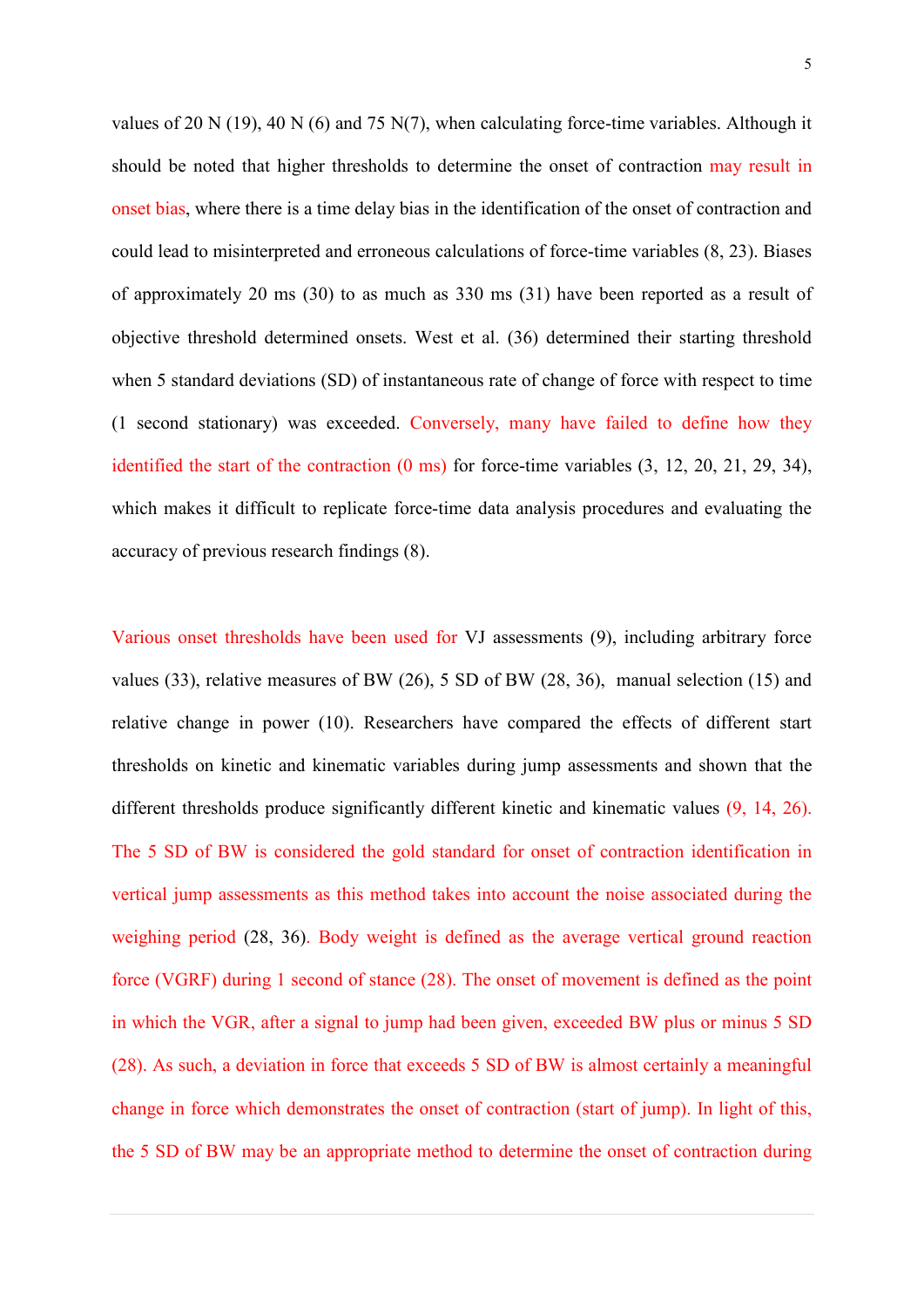values of 20 N (19), 40 N (6) and 75 N(7), when calculating force-time variables. Although it should be noted that higher thresholds to determine the onset of contraction may result in onset bias, where there is a time delay bias in the identification of the onset of contraction and could lead to misinterpreted and erroneous calculations of force-time variables (8, 23). Biases of approximately 20 ms (30) to as much as 330 ms (31) have been reported as a result of objective threshold determined onsets. West et al. (36) determined their starting threshold when 5 standard deviations (SD) of instantaneous rate of change of force with respect to time (1 second stationary) was exceeded. Conversely, many have failed to define how they identified the start of the contraction (0 ms) for force-time variables (3, 12, 20, 21, 29, 34), which makes it difficult to replicate force-time data analysis procedures and evaluating the accuracy of previous research findings (8).

Various onset thresholds have been used for VJ assessments (9), including arbitrary force values (33), relative measures of BW (26), 5 SD of BW (28, 36), manual selection (15) and relative change in power (10). Researchers have compared the effects of different start thresholds on kinetic and kinematic variables during jump assessments and shown that the different thresholds produce significantly different kinetic and kinematic values (9, 14, 26). The 5 SD of BW is considered the gold standard for onset of contraction identification in vertical jump assessments as this method takes into account the noise associated during the weighing period (28, 36). Body weight is defined as the average vertical ground reaction force (VGRF) during 1 second of stance (28). The onset of movement is defined as the point in which the VGR, after a signal to jump had been given, exceeded BW plus or minus 5 SD (28). As such, a deviation in force that exceeds 5 SD of BW is almost certainly a meaningful change in force which demonstrates the onset of contraction (start of jump). In light of this, the 5 SD of BW may be an appropriate method to determine the onset of contraction during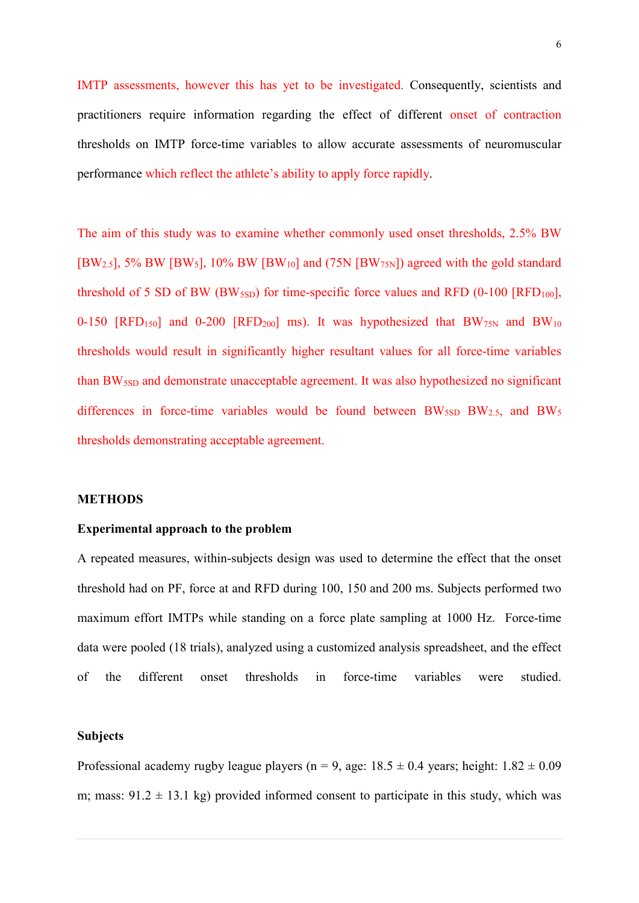IMTP assessments, however this has yet to be investigated. Consequently, scientists and practitioners require information regarding the effect of different onset of contraction thresholds on IMTP force-time variables to allow accurate assessments of neuromuscular performance which reflect the athlete's ability to apply force rapidly.

The aim of this study was to examine whether commonly used onset thresholds, 2.5% BW [$BW_{2.5}$], 5% BW [$BW_5$], 10% BW [$BW_{10}$] and (75N [$BW_{75N}$]) agreed with the gold standard threshold of 5 SD of BW ($BW_{5SD}$) for time-specific force values and RFD (0-100 [$RFD_{100}$], 0-150 [$RFD_{150}$] and 0-200 [$RFD_{200}$] ms). It was hypothesized that $BW_{75N}$ and $BW_{10}$ thresholds would result in significantly higher resultant values for all force-time variables than $BW_{5SD}$ and demonstrate unacceptable agreement. It was also hypothesized no significant differences in force-time variables would be found between $BW_{5SD}$ $BW_{2.5}$, and $BW_5$ thresholds demonstrating acceptable agreement.

## METHODS

### Experimental approach to the problem

A repeated measures, within-subjects design was used to determine the effect that the onset threshold had on PF, force at and RFD during 100, 150 and 200 ms. Subjects performed two maximum effort IMTPs while standing on a force plate sampling at 1000 Hz. Force-time data were pooled (18 trials), analyzed using a customized analysis spreadsheet, and the effect of the different onset thresholds in force-time variables were studied.

### Subjects

Professional academy rugby league players (n = 9, age: 18.5 ± 0.4 years; height: 1.82 ± 0.09 m; mass: 91.2 ± 13.1 kg) provided informed consent to participate in this study, which was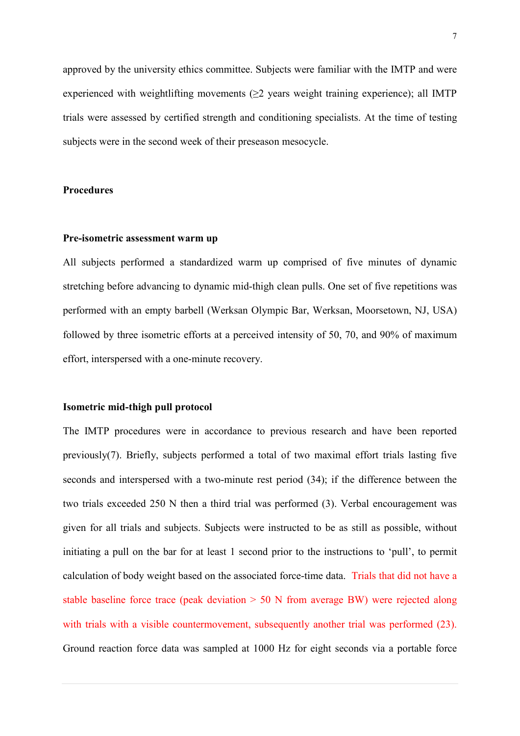approved by the university ethics committee. Subjects were familiar with the IMTP and were experienced with weightlifting movements (≥2 years weight training experience); all IMTP trials were assessed by certified strength and conditioning specialists. At the time of testing subjects were in the second week of their preseason mesocycle.

## Procedures

### Pre-isometric assessment warm up

All subjects performed a standardized warm up comprised of five minutes of dynamic stretching before advancing to dynamic mid-thigh clean pulls. One set of five repetitions was performed with an empty barbell (Werksan Olympic Bar, Werksan, Moorsetown, NJ, USA) followed by three isometric efforts at a perceived intensity of 50, 70, and 90% of maximum effort, interspersed with a one-minute recovery.

### Isometric mid-thigh pull protocol

The IMTP procedures were in accordance to previous research and have been reported previously(7). Briefly, subjects performed a total of two maximal effort trials lasting five seconds and interspersed with a two-minute rest period (34); if the difference between the two trials exceeded 250 N then a third trial was performed (3). Verbal encouragement was given for all trials and subjects. Subjects were instructed to be as still as possible, without initiating a pull on the bar for at least 1 second prior to the instructions to 'pull', to permit calculation of body weight based on the associated force-time data. Trials that did not have a stable baseline force trace (peak deviation > 50 N from average BW) were rejected along with trials with a visible countermovement, subsequently another trial was performed (23). Ground reaction force data was sampled at 1000 Hz for eight seconds via a portable force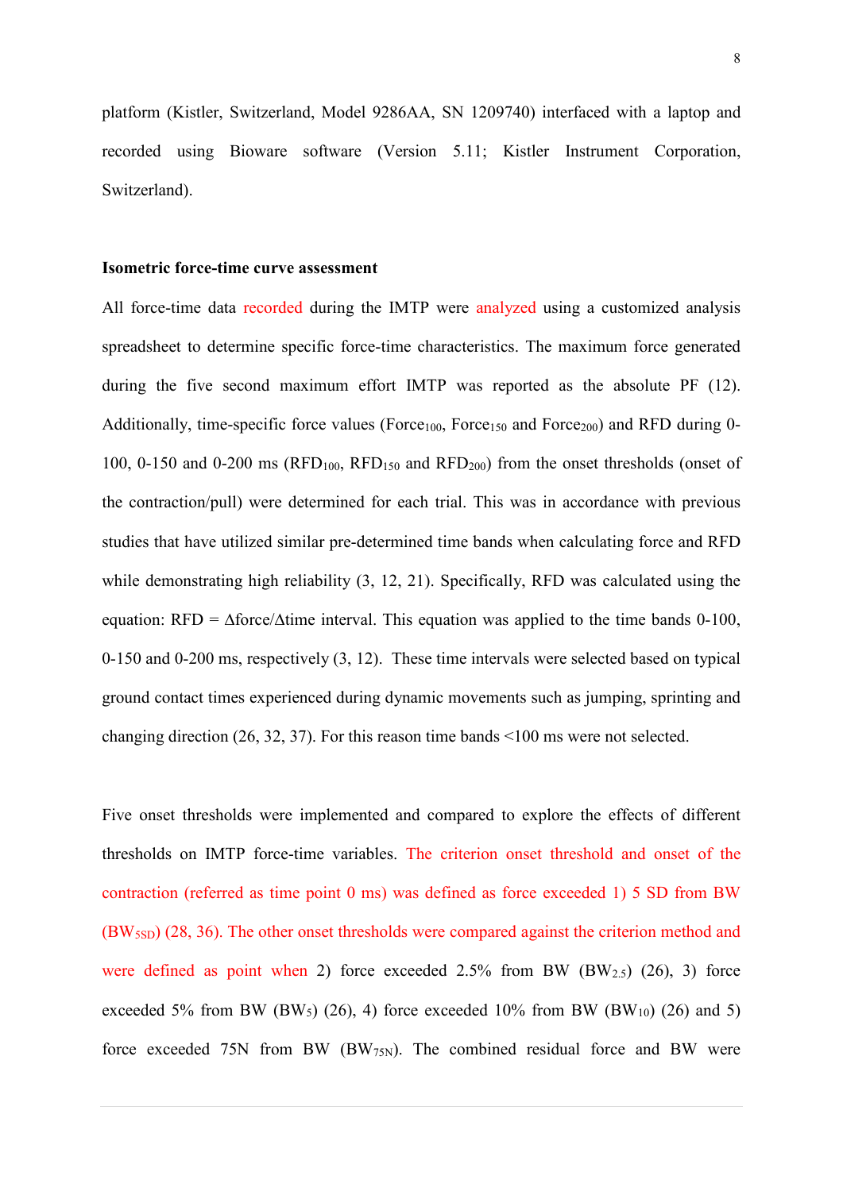platform (Kistler, Switzerland, Model 9286AA, SN 1209740) interfaced with a laptop and recorded using Bioware software (Version 5.11; Kistler Instrument Corporation, Switzerland).

**Isometric force-time curve assessment**

All force-time data recorded during the IMTP were analyzed using a customized analysis spreadsheet to determine specific force-time characteristics. The maximum force generated during the five second maximum effort IMTP was reported as the absolute PF (12). Additionally, time-specific force values ($Force_{100}$, $Force_{150}$ and $Force_{200}$) and RFD during 0-100, 0-150 and 0-200 ms ($RFD_{100}$, $RFD_{150}$ and $RFD_{200}$) from the onset thresholds (onset of the contraction/pull) were determined for each trial. This was in accordance with previous studies that have utilized similar pre-determined time bands when calculating force and RFD while demonstrating high reliability (3, 12, 21). Specifically, RFD was calculated using the equation: RFD = $\Delta$force/$\Delta$time interval. This equation was applied to the time bands 0-100, 0-150 and 0-200 ms, respectively (3, 12). These time intervals were selected based on typical ground contact times experienced during dynamic movements such as jumping, sprinting and changing direction (26, 32, 37). For this reason time bands <100 ms were not selected.

Five onset thresholds were implemented and compared to explore the effects of different thresholds on IMTP force-time variables. The criterion onset threshold and onset of the contraction (referred as time point 0 ms) was defined as force exceeded 1) 5 SD from BW ($BW_{5SD}$) (28, 36). The other onset thresholds were compared against the criterion method and were defined as point when 2) force exceeded 2.5% from BW ($BW_{2.5}$) (26), 3) force exceeded 5% from BW ($BW_5$) (26), 4) force exceeded 10% from BW ($BW_{10}$) (26) and 5) force exceeded 75N from BW ($BW_{75N}$). The combined residual force and BW were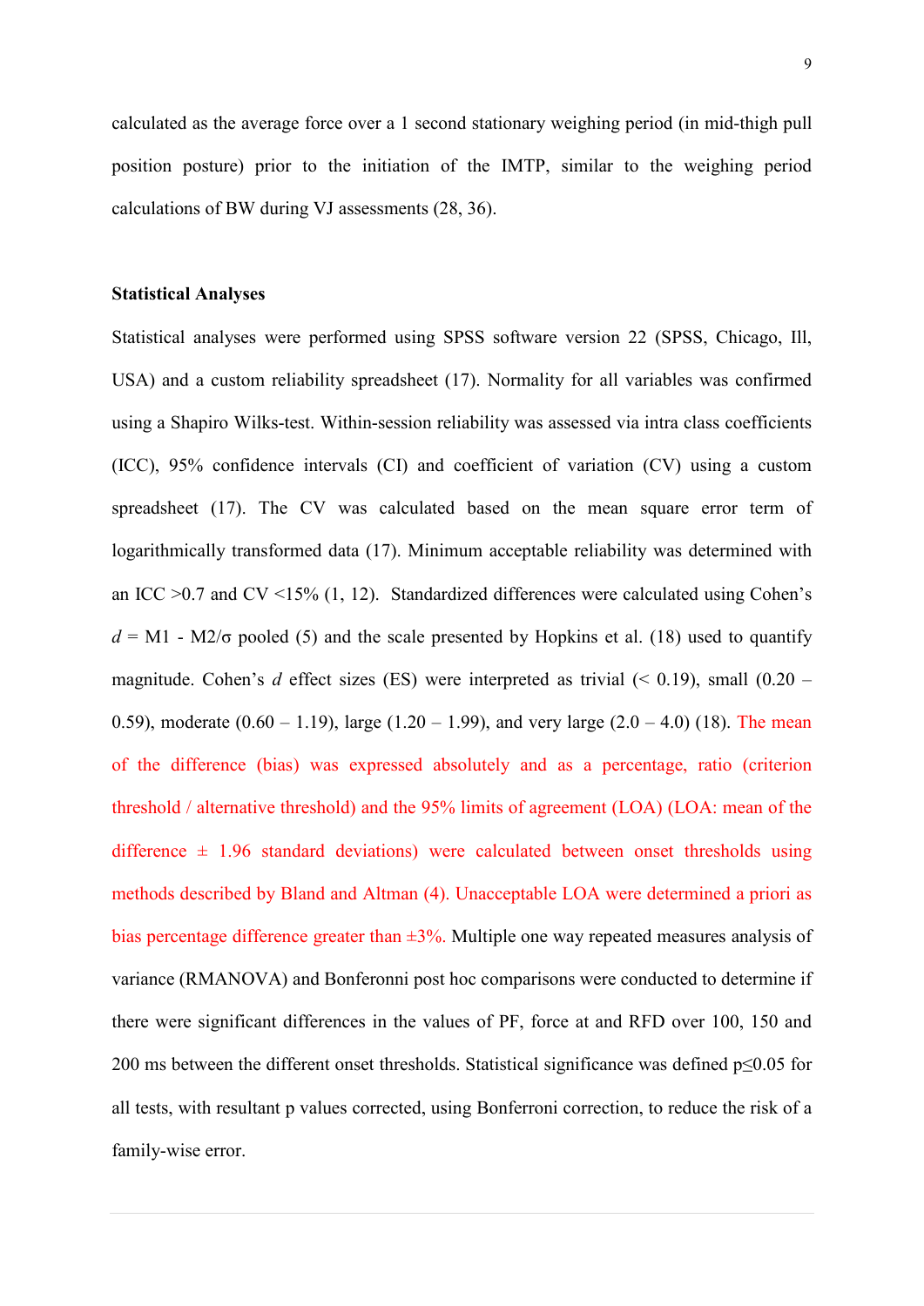calculated as the average force over a 1 second stationary weighing period (in mid-thigh pull position posture) prior to the initiation of the IMTP, similar to the weighing period calculations of BW during VJ assessments (28, 36).

**Statistical Analyses**

Statistical analyses were performed using SPSS software version 22 (SPSS, Chicago, Ill, USA) and a custom reliability spreadsheet (17). Normality for all variables was confirmed using a Shapiro Wilks-test. Within-session reliability was assessed via intra class coefficients (ICC), 95% confidence intervals (CI) and coefficient of variation (CV) using a custom spreadsheet (17). The CV was calculated based on the mean square error term of logarithmically transformed data (17). Minimum acceptable reliability was determined with an ICC >0.7 and CV <15% (1, 12). Standardized differences were calculated using Cohen's *d* = M1 - M2/σ pooled (5) and the scale presented by Hopkins et al. (18) used to quantify magnitude. Cohen's *d* effect sizes (ES) were interpreted as trivial (< 0.19), small (0.20 – 0.59), moderate (0.60 – 1.19), large (1.20 – 1.99), and very large (2.0 – 4.0) (18). The mean of the difference (bias) was expressed absolutely and as a percentage, ratio (criterion threshold / alternative threshold) and the 95% limits of agreement (LOA) (LOA: mean of the difference ± 1.96 standard deviations) were calculated between onset thresholds using methods described by Bland and Altman (4). Unacceptable LOA were determined a priori as bias percentage difference greater than ±3%. Multiple one way repeated measures analysis of variance (RMANOVA) and Bonferonni post hoc comparisons were conducted to determine if there were significant differences in the values of PF, force at and RFD over 100, 150 and 200 ms between the different onset thresholds. Statistical significance was defined $p \leq 0.05$ for all tests, with resultant p values corrected, using Bonferroni correction, to reduce the risk of a family-wise error.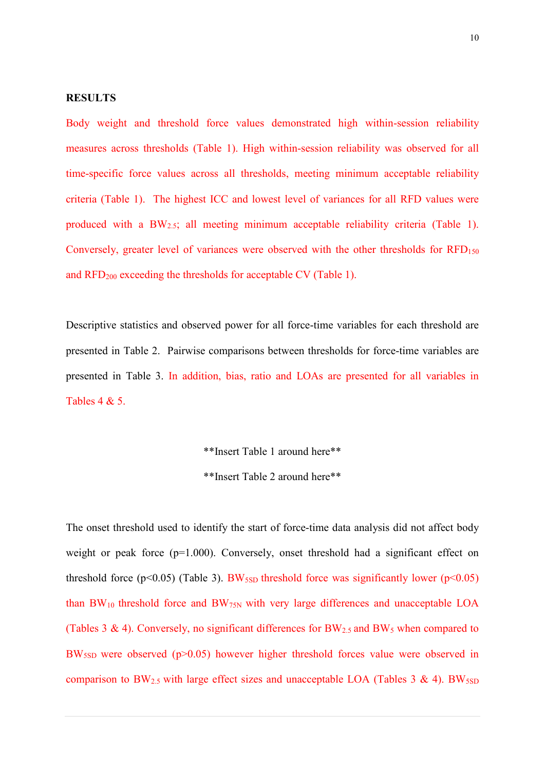**RESULTS**

Body weight and threshold force values demonstrated high within-session reliability measures across thresholds (Table 1). High within-session reliability was observed for all time-specific force values across all thresholds, meeting minimum acceptable reliability criteria (Table 1). The highest ICC and lowest level of variances for all RFD values were produced with a $BW_{2.5}$; all meeting minimum acceptable reliability criteria (Table 1). Conversely, greater level of variances were observed with the other thresholds for $RFD_{150}$ and $RFD_{200}$ exceeding the thresholds for acceptable CV (Table 1).

Descriptive statistics and observed power for all force-time variables for each threshold are presented in Table 2. Pairwise comparisons between thresholds for force-time variables are presented in Table 3. In addition, bias, ratio and LOAs are presented for all variables in Tables 4 & 5.

**Insert Table 1 around here**

**Insert Table 2 around here**

The onset threshold used to identify the start of force-time data analysis did not affect body weight or peak force ($p=1.000$). Conversely, onset threshold had a significant effect on threshold force ($p<0.05$) (Table 3). $BW_{5SD}$ threshold force was significantly lower ($p<0.05$) than $BW_{10}$ threshold force and $BW_{75N}$ with very large differences and unacceptable LOA (Tables 3 & 4). Conversely, no significant differences for $BW_{2.5}$ and $BW_{5}$ when compared to $BW_{5SD}$ were observed ($p>0.05$) however higher threshold forces value were observed in comparison to $BW_{2.5}$ with large effect sizes and unacceptable LOA (Tables 3 & 4). $BW_{5SD}$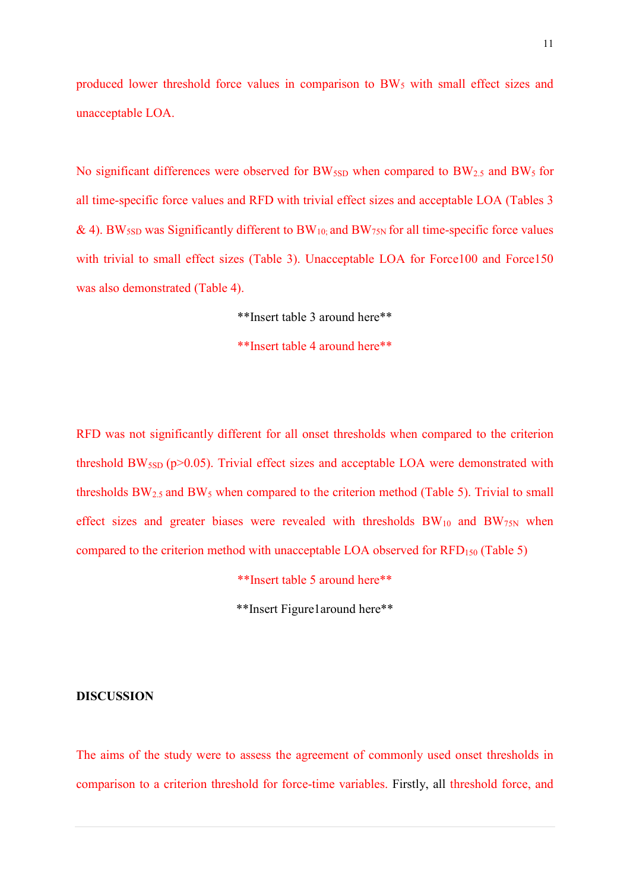produced lower threshold force values in comparison to $BW_5$ with small effect sizes and unacceptable LOA.

No significant differences were observed for $BW_{5SD}$ when compared to $BW_{2.5}$ and $BW_5$ for all time-specific force values and RFD with trivial effect sizes and acceptable LOA (Tables 3 & 4). $BW_{5SD}$ was Significantly different to $BW_{10;}$ and $BW_{75N}$ for all time-specific force values with trivial to small effect sizes (Table 3). Unacceptable LOA for Force100 and Force150 was also demonstrated (Table 4).

**Insert table 3 around here**

**Insert table 4 around here**

RFD was not significantly different for all onset thresholds when compared to the criterion threshold $BW_{5SD}$ ($p>0.05$). Trivial effect sizes and acceptable LOA were demonstrated with thresholds $BW_{2.5}$ and $BW_5$ when compared to the criterion method (Table 5). Trivial to small effect sizes and greater biases were revealed with thresholds $BW_{10}$ and $BW_{75N}$ when compared to the criterion method with unacceptable LOA observed for $RFD_{150}$ (Table 5)

**Insert table 5 around here**

**Insert Figure1around here**

**DISCUSSION**

The aims of the study were to assess the agreement of commonly used onset thresholds in comparison to a criterion threshold for force-time variables. Firstly, all threshold force, and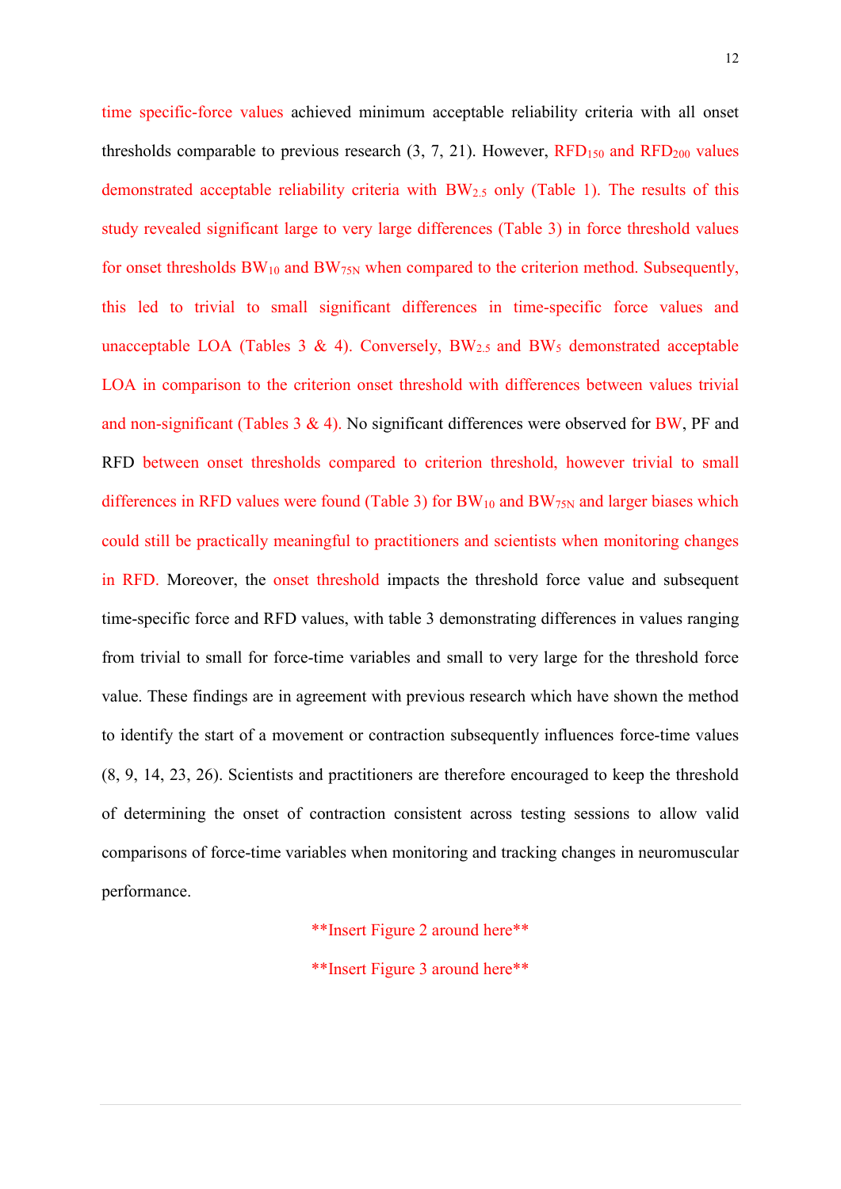time specific-force values achieved minimum acceptable reliability criteria with all onset thresholds comparable to previous research (3, 7, 21). However, $RFD_{150}$ and $RFD_{200}$ values demonstrated acceptable reliability criteria with $BW_{2.5}$ only (Table 1). The results of this study revealed significant large to very large differences (Table 3) in force threshold values for onset thresholds $BW_{10}$ and $BW_{75N}$ when compared to the criterion method. Subsequently, this led to trivial to small significant differences in time-specific force values and unacceptable LOA (Tables 3 & 4). Conversely, $BW_{2.5}$ and $BW_{5}$ demonstrated acceptable LOA in comparison to the criterion onset threshold with differences between values trivial and non-significant (Tables 3 & 4). No significant differences were observed for BW, PF and RFD between onset thresholds compared to criterion threshold, however trivial to small differences in RFD values were found (Table 3) for $BW_{10}$ and $BW_{75N}$ and larger biases which could still be practically meaningful to practitioners and scientists when monitoring changes in RFD. Moreover, the onset threshold impacts the threshold force value and subsequent time-specific force and RFD values, with table 3 demonstrating differences in values ranging from trivial to small for force-time variables and small to very large for the threshold force value. These findings are in agreement with previous research which have shown the method to identify the start of a movement or contraction subsequently influences force-time values (8, 9, 14, 23, 26). Scientists and practitioners are therefore encouraged to keep the threshold of determining the onset of contraction consistent across testing sessions to allow valid comparisons of force-time variables when monitoring and tracking changes in neuromuscular performance.

**Insert Figure 2 around here**

**Insert Figure 3 around here**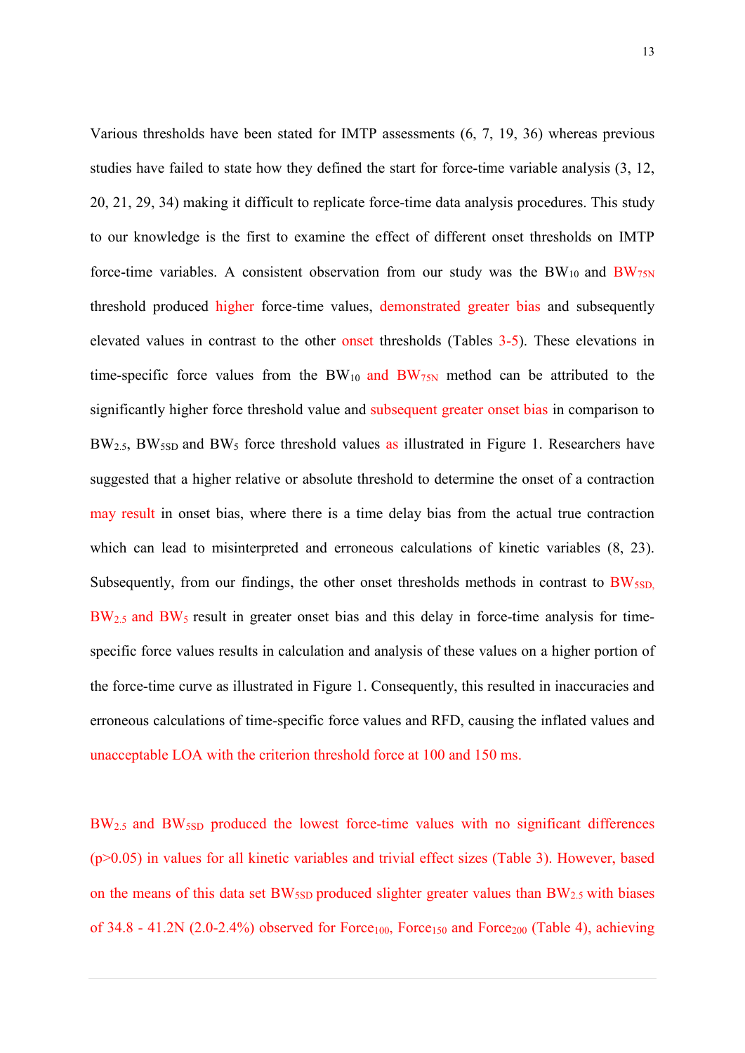Various thresholds have been stated for IMTP assessments (6, 7, 19, 36) whereas previous studies have failed to state how they defined the start for force-time variable analysis (3, 12, 20, 21, 29, 34) making it difficult to replicate force-time data analysis procedures. This study to our knowledge is the first to examine the effect of different onset thresholds on IMTP force-time variables. A consistent observation from our study was the $BW_{10}$ and $BW_{75N}$ threshold produced higher force-time values, demonstrated greater bias and subsequently elevated values in contrast to the other onset thresholds (Tables 3-5). These elevations in time-specific force values from the $BW_{10}$ and $BW_{75N}$ method can be attributed to the significantly higher force threshold value and subsequent greater onset bias in comparison to $BW_{2.5}$, $BW_{5SD}$ and $BW_5$ force threshold values as illustrated in Figure 1. Researchers have suggested that a higher relative or absolute threshold to determine the onset of a contraction may result in onset bias, where there is a time delay bias from the actual true contraction which can lead to misinterpreted and erroneous calculations of kinetic variables (8, 23). Subsequently, from our findings, the other onset thresholds methods in contrast to $BW_{5SD}$, $BW_{2.5}$ and $BW_5$ result in greater onset bias and this delay in force-time analysis for time-specific force values results in calculation and analysis of these values on a higher portion of the force-time curve as illustrated in Figure 1. Consequently, this resulted in inaccuracies and erroneous calculations of time-specific force values and RFD, causing the inflated values and unacceptable LOA with the criterion threshold force at 100 and 150 ms.

$BW_{2.5}$ and $BW_{5SD}$ produced the lowest force-time values with no significant differences ($p>0.05$) in values for all kinetic variables and trivial effect sizes (Table 3). However, based on the means of this data set $BW_{5SD}$ produced slighter greater values than $BW_{2.5}$ with biases of 34.8 - 41.2N (2.0-2.4%) observed for $Force_{100}$, $Force_{150}$ and $Force_{200}$ (Table 4), achieving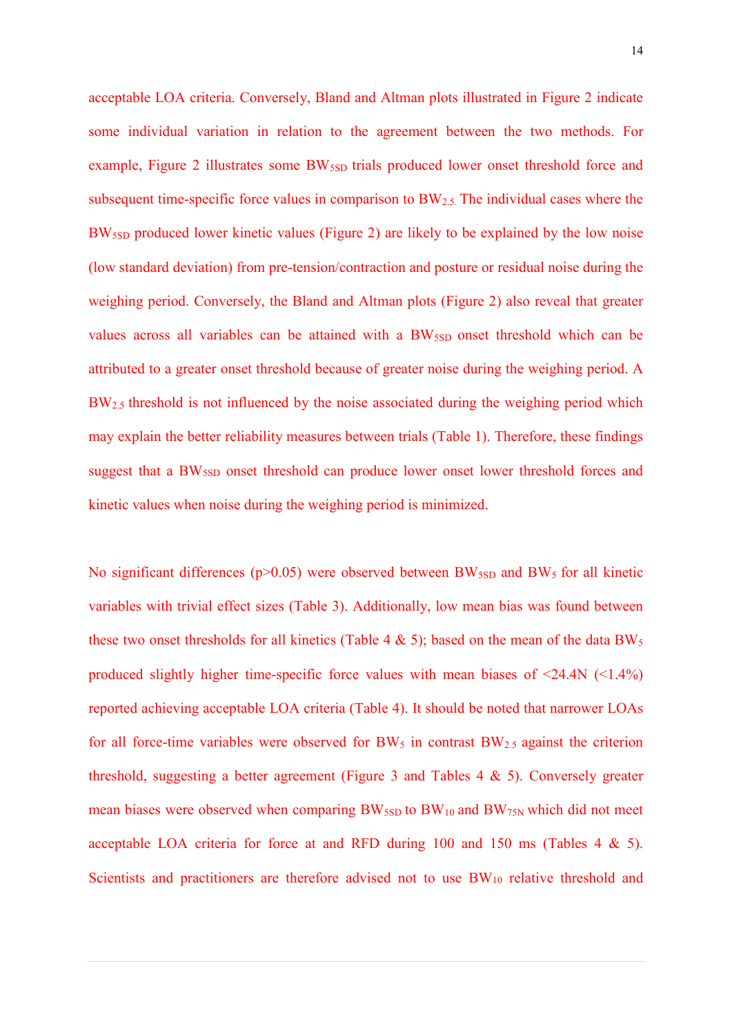acceptable LOA criteria. Conversely, Bland and Altman plots illustrated in Figure 2 indicate some individual variation in relation to the agreement between the two methods. For example, Figure 2 illustrates some $BW_{5SD}$ trials produced lower onset threshold force and subsequent time-specific force values in comparison to $BW_{2.5}$. The individual cases where the $BW_{5SD}$ produced lower kinetic values (Figure 2) are likely to be explained by the low noise (low standard deviation) from pre-tension/contraction and posture or residual noise during the weighing period. Conversely, the Bland and Altman plots (Figure 2) also reveal that greater values across all variables can be attained with a $BW_{5SD}$ onset threshold which can be attributed to a greater onset threshold because of greater noise during the weighing period. A $BW_{2.5}$ threshold is not influenced by the noise associated during the weighing period which may explain the better reliability measures between trials (Table 1). Therefore, these findings suggest that a $BW_{5SD}$ onset threshold can produce lower onset lower threshold forces and kinetic values when noise during the weighing period is minimized.

No significant differences ($p>0.05$) were observed between $BW_{5SD}$ and $BW_5$ for all kinetic variables with trivial effect sizes (Table 3). Additionally, low mean bias was found between these two onset thresholds for all kinetics (Table 4 & 5); based on the mean of the data $BW_5$ produced slightly higher time-specific force values with mean biases of <24.4N (<1.4%) reported achieving acceptable LOA criteria (Table 4). It should be noted that narrower LOAs for all force-time variables were observed for $BW_5$ in contrast $BW_{2.5}$ against the criterion threshold, suggesting a better agreement (Figure 3 and Tables 4 & 5). Conversely greater mean biases were observed when comparing $BW_{5SD}$ to $BW_{10}$ and $BW_{75N}$ which did not meet acceptable LOA criteria for force at and RFD during 100 and 150 ms (Tables 4 & 5). Scientists and practitioners are therefore advised not to use $BW_{10}$ relative threshold and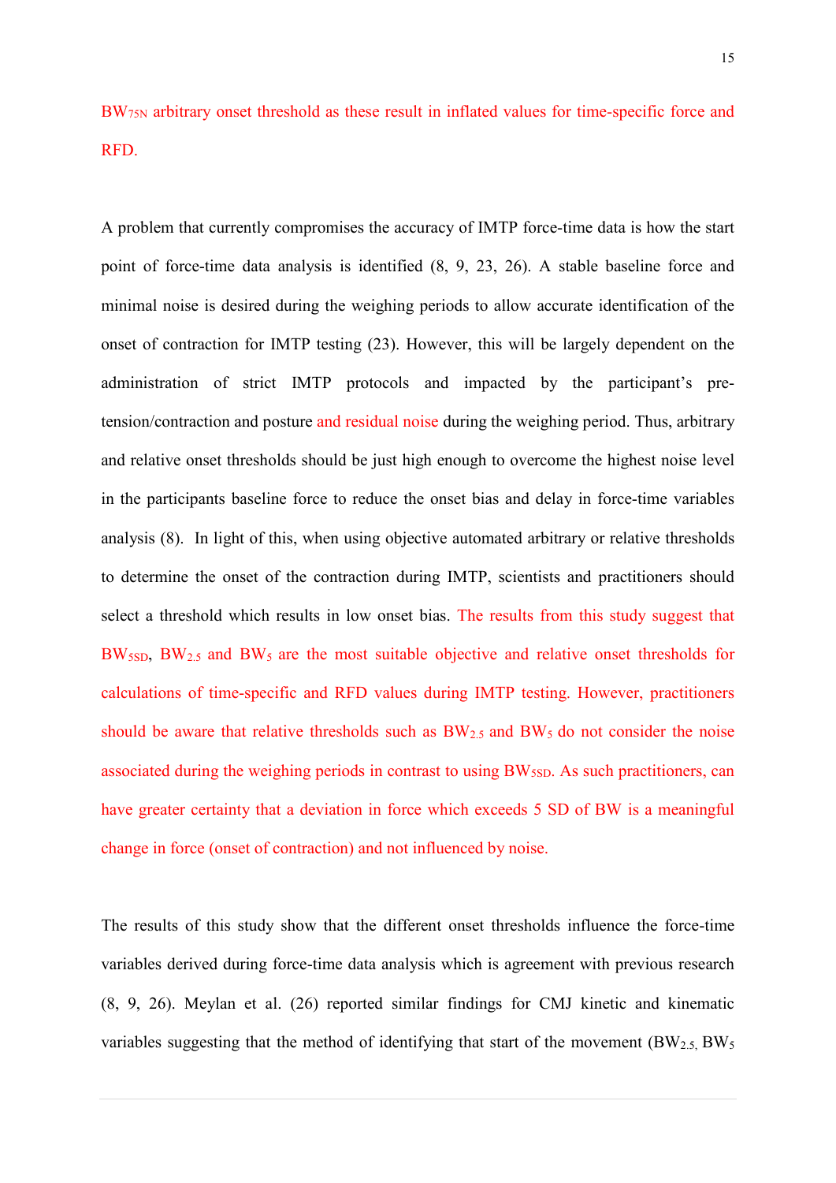$BW_{75N}$ arbitrary onset threshold as these result in inflated values for time-specific force and RFD.

A problem that currently compromises the accuracy of IMTP force-time data is how the start point of force-time data analysis is identified (8, 9, 23, 26). A stable baseline force and minimal noise is desired during the weighing periods to allow accurate identification of the onset of contraction for IMTP testing (23). However, this will be largely dependent on the administration of strict IMTP protocols and impacted by the participant's pre-tension/contraction and posture and residual noise during the weighing period. Thus, arbitrary and relative onset thresholds should be just high enough to overcome the highest noise level in the participants baseline force to reduce the onset bias and delay in force-time variables analysis (8). In light of this, when using objective automated arbitrary or relative thresholds to determine the onset of the contraction during IMTP, scientists and practitioners should select a threshold which results in low onset bias. The results from this study suggest that $BW_{5SD}$, $BW_{2.5}$ and $BW_5$ are the most suitable objective and relative onset thresholds for calculations of time-specific and RFD values during IMTP testing. However, practitioners should be aware that relative thresholds such as $BW_{2.5}$ and $BW_5$ do not consider the noise associated during the weighing periods in contrast to using $BW_{5SD}$. As such practitioners, can have greater certainty that a deviation in force which exceeds 5 SD of BW is a meaningful change in force (onset of contraction) and not influenced by noise.

The results of this study show that the different onset thresholds influence the force-time variables derived during force-time data analysis which is agreement with previous research (8, 9, 26). Meylan et al. (26) reported similar findings for CMJ kinetic and kinematic variables suggesting that the method of identifying that start of the movement ($BW_{2.5}$, $BW_5$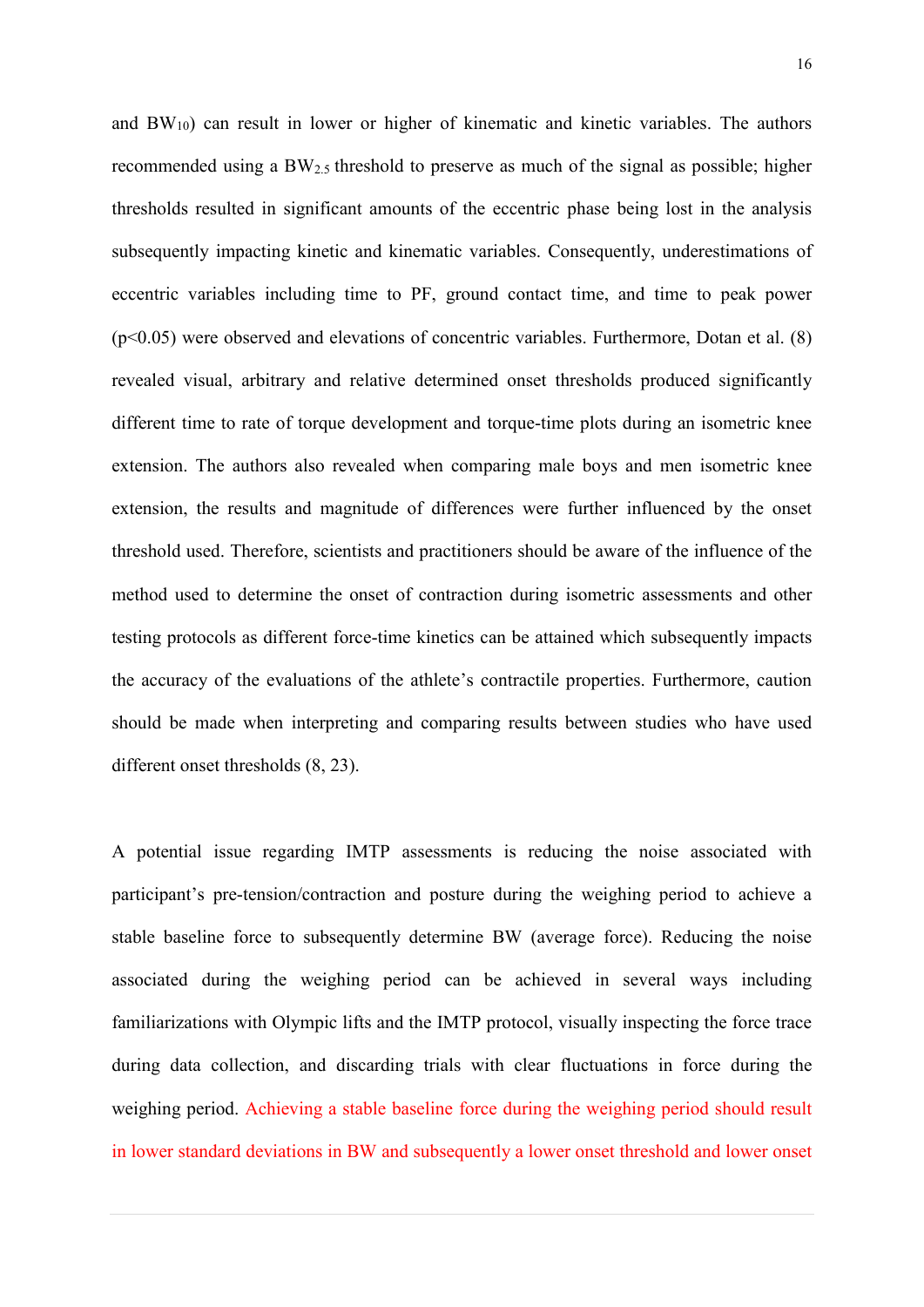and $BW_{10}$) can result in lower or higher of kinematic and kinetic variables. The authors recommended using a $BW_{2.5}$ threshold to preserve as much of the signal as possible; higher thresholds resulted in significant amounts of the eccentric phase being lost in the analysis subsequently impacting kinetic and kinematic variables. Consequently, underestimations of eccentric variables including time to PF, ground contact time, and time to peak power ($p<0.05$) were observed and elevations of concentric variables. Furthermore, Dotan et al. (8) revealed visual, arbitrary and relative determined onset thresholds produced significantly different time to rate of torque development and torque-time plots during an isometric knee extension. The authors also revealed when comparing male boys and men isometric knee extension, the results and magnitude of differences were further influenced by the onset threshold used. Therefore, scientists and practitioners should be aware of the influence of the method used to determine the onset of contraction during isometric assessments and other testing protocols as different force-time kinetics can be attained which subsequently impacts the accuracy of the evaluations of the athlete's contractile properties. Furthermore, caution should be made when interpreting and comparing results between studies who have used different onset thresholds (8, 23).

A potential issue regarding IMTP assessments is reducing the noise associated with participant's pre-tension/contraction and posture during the weighing period to achieve a stable baseline force to subsequently determine BW (average force). Reducing the noise associated during the weighing period can be achieved in several ways including familiarizations with Olympic lifts and the IMTP protocol, visually inspecting the force trace during data collection, and discarding trials with clear fluctuations in force during the weighing period. Achieving a stable baseline force during the weighing period should result in lower standard deviations in BW and subsequently a lower onset threshold and lower onset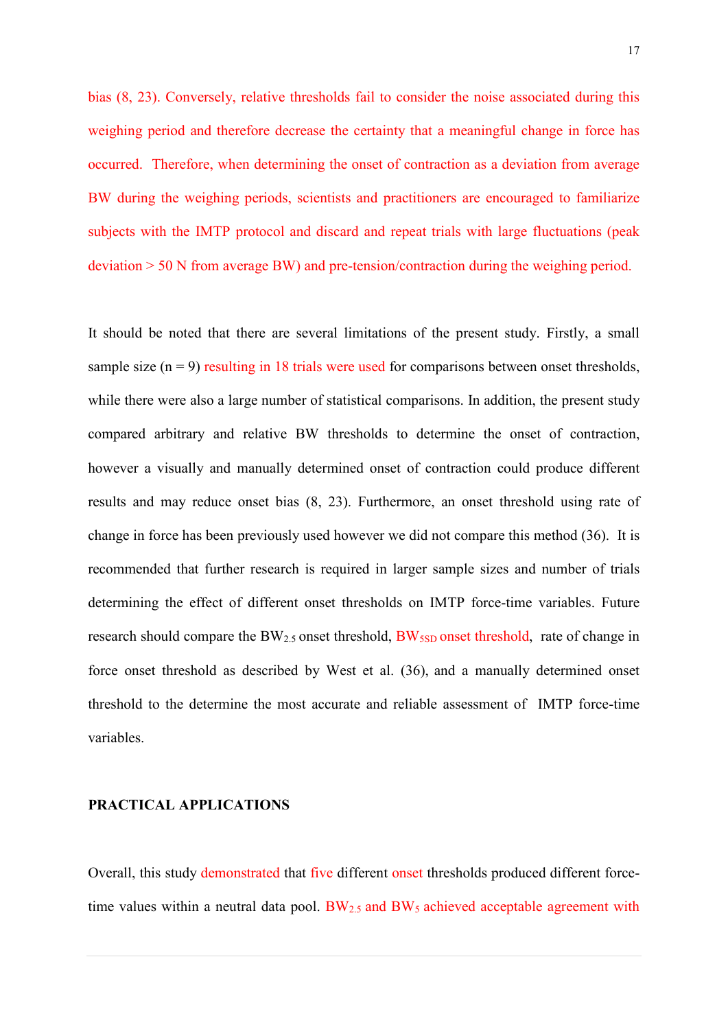bias (8, 23). Conversely, relative thresholds fail to consider the noise associated during this weighing period and therefore decrease the certainty that a meaningful change in force has occurred. Therefore, when determining the onset of contraction as a deviation from average BW during the weighing periods, scientists and practitioners are encouraged to familiarize subjects with the IMTP protocol and discard and repeat trials with large fluctuations (peak deviation > 50 N from average BW) and pre-tension/contraction during the weighing period.

It should be noted that there are several limitations of the present study. Firstly, a small sample size (n = 9) resulting in 18 trials were used for comparisons between onset thresholds, while there were also a large number of statistical comparisons. In addition, the present study compared arbitrary and relative BW thresholds to determine the onset of contraction, however a visually and manually determined onset of contraction could produce different results and may reduce onset bias (8, 23). Furthermore, an onset threshold using rate of change in force has been previously used however we did not compare this method (36). It is recommended that further research is required in larger sample sizes and number of trials determining the effect of different onset thresholds on IMTP force-time variables. Future research should compare the $BW_{2.5}$ onset threshold, $BW_{5SD}$ onset threshold, rate of change in force onset threshold as described by West et al. (36), and a manually determined onset threshold to the determine the most accurate and reliable assessment of IMTP force-time variables.

## PRACTICAL APPLICATIONS

Overall, this study demonstrated that five different onset thresholds produced different force-time values within a neutral data pool. $BW_{2.5}$ and $BW_5$ achieved acceptable agreement with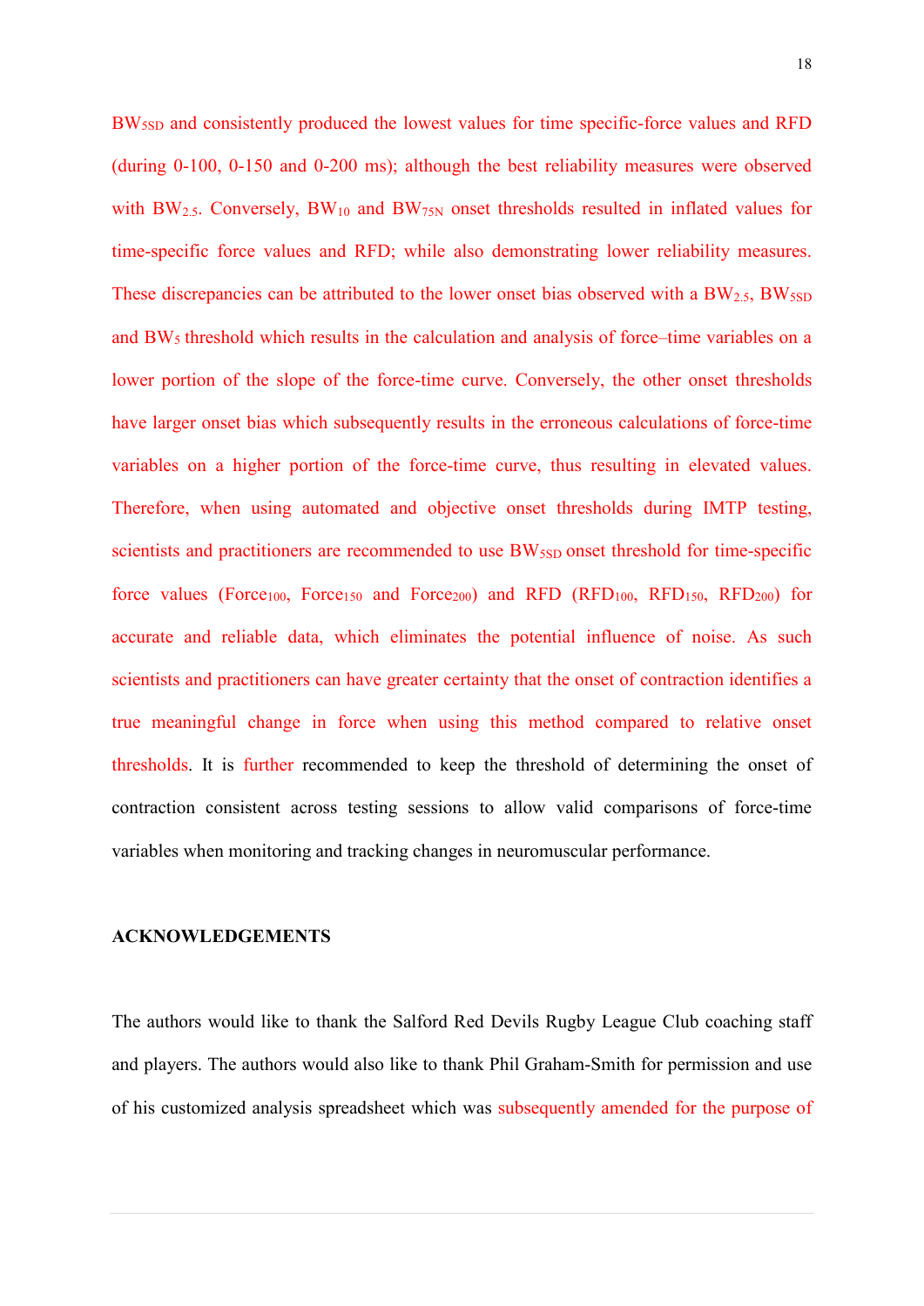$BW_{5SD}$ and consistently produced the lowest values for time specific-force values and RFD (during 0-100, 0-150 and 0-200 ms); although the best reliability measures were observed with $BW_{2.5}$. Conversely, $BW_{10}$ and $BW_{75N}$ onset thresholds resulted in inflated values for time-specific force values and RFD; while also demonstrating lower reliability measures. These discrepancies can be attributed to the lower onset bias observed with a $BW_{2.5}$, $BW_{5SD}$ and $BW_{5}$ threshold which results in the calculation and analysis of force–time variables on a lower portion of the slope of the force-time curve. Conversely, the other onset thresholds have larger onset bias which subsequently results in the erroneous calculations of force-time variables on a higher portion of the force-time curve, thus resulting in elevated values. Therefore, when using automated and objective onset thresholds during IMTP testing, scientists and practitioners are recommended to use $BW_{5SD}$ onset threshold for time-specific force values ($Force_{100}$, $Force_{150}$ and $Force_{200}$) and RFD ($RFD_{100}$, $RFD_{150}$, $RFD_{200}$) for accurate and reliable data, which eliminates the potential influence of noise. As such scientists and practitioners can have greater certainty that the onset of contraction identifies a true meaningful change in force when using this method compared to relative onset thresholds. It is further recommended to keep the threshold of determining the onset of contraction consistent across testing sessions to allow valid comparisons of force-time variables when monitoring and tracking changes in neuromuscular performance.

## ACKNOWLEDGEMENTS

The authors would like to thank the Salford Red Devils Rugby League Club coaching staff and players. The authors would also like to thank Phil Graham-Smith for permission and use of his customized analysis spreadsheet which was subsequently amended for the purpose of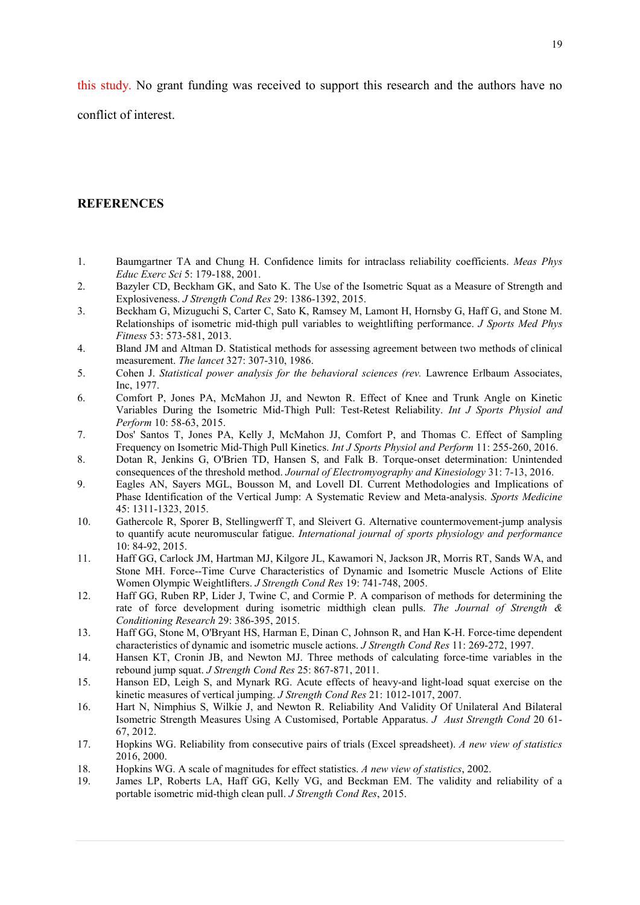this study. No grant funding was received to support this research and the authors have no conflict of interest.

## REFERENCES

1. Baumgartner TA and Chung H. Confidence limits for intraclass reliability coefficients. *Meas Phys Educ Exerc Sci* 5: 179-188, 2001.
2. Bazyler CD, Beckham GK, and Sato K. The Use of the Isometric Squat as a Measure of Strength and Explosiveness. *J Strength Cond Res* 29: 1386-1392, 2015.
3. Beckham G, Mizuguchi S, Carter C, Sato K, Ramsey M, Lamont H, Hornsby G, Haff G, and Stone M. Relationships of isometric mid-thigh pull variables to weightlifting performance. *J Sports Med Phys Fitness* 53: 573-581, 2013.
4. Bland JM and Altman D. Statistical methods for assessing agreement between two methods of clinical measurement. *The lancet* 327: 307-310, 1986.
5. Cohen J. *Statistical power analysis for the behavioral sciences (rev.* Lawrence Erlbaum Associates, Inc, 1977.
6. Comfort P, Jones PA, McMahon JJ, and Newton R. Effect of Knee and Trunk Angle on Kinetic Variables During the Isometric Mid-Thigh Pull: Test-Retest Reliability. *Int J Sports Physiol and Perform* 10: 58-63, 2015.
7. Dos' Santos T, Jones PA, Kelly J, McMahon JJ, Comfort P, and Thomas C. Effect of Sampling Frequency on Isometric Mid-Thigh Pull Kinetics. *Int J Sports Physiol and Perform* 11: 255-260, 2016.
8. Dotan R, Jenkins G, O'Brien TD, Hansen S, and Falk B. Torque-onset determination: Unintended consequences of the threshold method. *Journal of Electromyography and Kinesiology* 31: 7-13, 2016.
9. Eagles AN, Sayers MGL, Bousson M, and Lovell DI. Current Methodologies and Implications of Phase Identification of the Vertical Jump: A Systematic Review and Meta-analysis. *Sports Medicine* 45: 1311-1323, 2015.
10. Gathercole R, Sporer B, Stellingwerff T, and Sleivert G. Alternative countermovement-jump analysis to quantify acute neuromuscular fatigue. *International journal of sports physiology and performance* 10: 84-92, 2015.
11. Haff GG, Carlock JM, Hartman MJ, Kilgore JL, Kawamori N, Jackson JR, Morris RT, Sands WA, and Stone MH. Force--Time Curve Characteristics of Dynamic and Isometric Muscle Actions of Elite Women Olympic Weightlifters. *J Strength Cond Res* 19: 741-748, 2005.
12. Haff GG, Ruben RP, Lider J, Twine C, and Cormie P. A comparison of methods for determining the rate of force development during isometric midthigh clean pulls. *The Journal of Strength & Conditioning Research* 29: 386-395, 2015.
13. Haff GG, Stone M, O'Bryant HS, Harman E, Dinan C, Johnson R, and Han K-H. Force-time dependent characteristics of dynamic and isometric muscle actions. *J Strength Cond Res* 11: 269-272, 1997.
14. Hansen KT, Cronin JB, and Newton MJ. Three methods of calculating force-time variables in the rebound jump squat. *J Strength Cond Res* 25: 867-871, 2011.
15. Hanson ED, Leigh S, and Mynark RG. Acute effects of heavy-and light-load squat exercise on the kinetic measures of vertical jumping. *J Strength Cond Res* 21: 1012-1017, 2007.
16. Hart N, Nimphius S, Wilkie J, and Newton R. Reliability And Validity Of Unilateral And Bilateral Isometric Strength Measures Using A Customised, Portable Apparatus. *J Aust Strength Cond* 20 61-67, 2012.
17. Hopkins WG. Reliability from consecutive pairs of trials (Excel spreadsheet). *A new view of statistics* 2016, 2000.
18. Hopkins WG. A scale of magnitudes for effect statistics. *A new view of statistics*, 2002.
19. James LP, Roberts LA, Haff GG, Kelly VG, and Beckman EM. The validity and reliability of a portable isometric mid-thigh clean pull. *J Strength Cond Res*, 2015.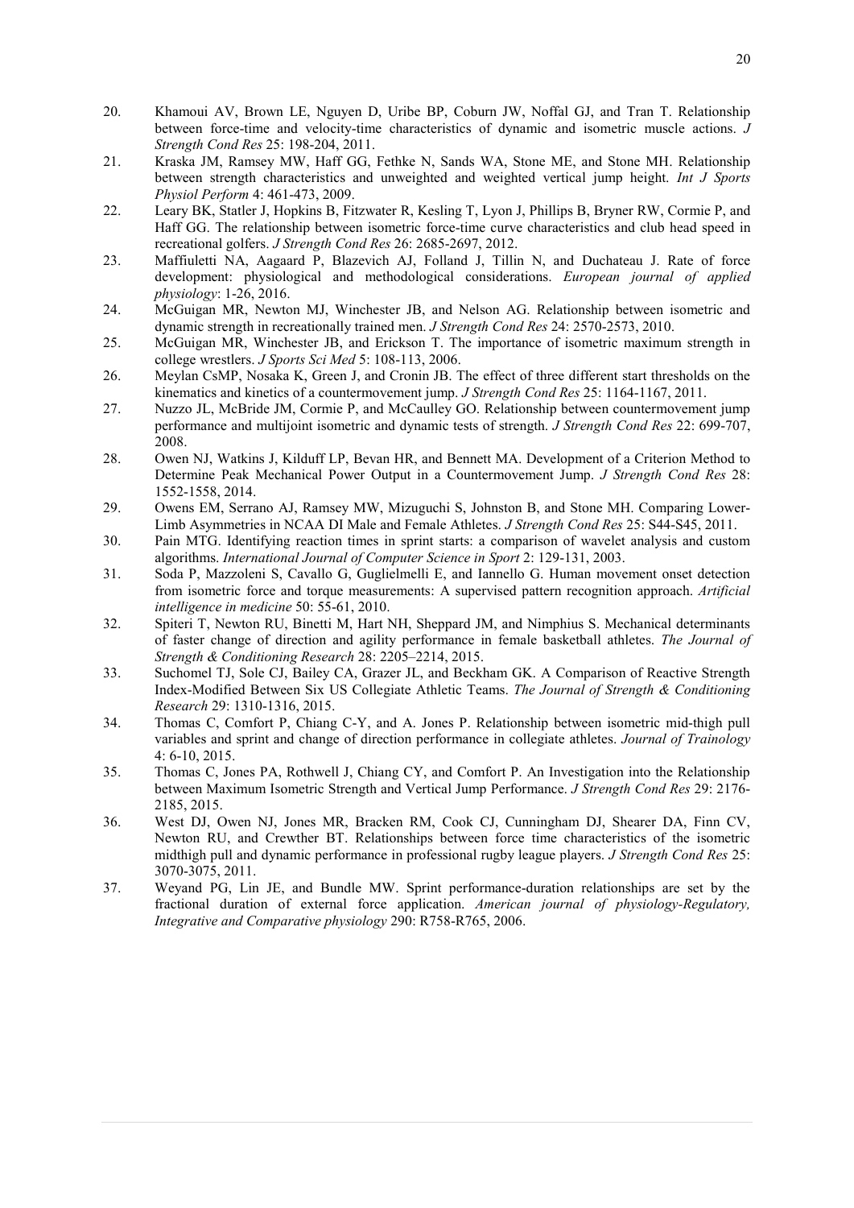20. Khamoui AV, Brown LE, Nguyen D, Uribe BP, Coburn JW, Noffal GJ, and Tran T. Relationship between force-time and velocity-time characteristics of dynamic and isometric muscle actions. *J Strength Cond Res* 25: 198-204, 2011.
21. Kraska JM, Ramsey MW, Haff GG, Fethke N, Sands WA, Stone ME, and Stone MH. Relationship between strength characteristics and unweighted and weighted vertical jump height. *Int J Sports Physiol Perform* 4: 461-473, 2009.
22. Leary BK, Statler J, Hopkins B, Fitzwater R, Kesling T, Lyon J, Phillips B, Bryner RW, Cormie P, and Haff GG. The relationship between isometric force-time curve characteristics and club head speed in recreational golfers. *J Strength Cond Res* 26: 2685-2697, 2012.
23. Maffiuletti NA, Aagaard P, Blazevich AJ, Folland J, Tillin N, and Duchateau J. Rate of force development: physiological and methodological considerations. *European journal of applied physiology*: 1-26, 2016.
24. McGuigan MR, Newton MJ, Winchester JB, and Nelson AG. Relationship between isometric and dynamic strength in recreationally trained men. *J Strength Cond Res* 24: 2570-2573, 2010.
25. McGuigan MR, Winchester JB, and Erickson T. The importance of isometric maximum strength in college wrestlers. *J Sports Sci Med* 5: 108-113, 2006.
26. Meylan CsMP, Nosaka K, Green J, and Cronin JB. The effect of three different start thresholds on the kinematics and kinetics of a countermovement jump. *J Strength Cond Res* 25: 1164-1167, 2011.
27. Nuzzo JL, McBride JM, Cormie P, and McCaulley GO. Relationship between countermovement jump performance and multijoint isometric and dynamic tests of strength. *J Strength Cond Res* 22: 699-707, 2008.
28. Owen NJ, Watkins J, Kilduff LP, Bevan HR, and Bennett MA. Development of a Criterion Method to Determine Peak Mechanical Power Output in a Countermovement Jump. *J Strength Cond Res* 28: 1552-1558, 2014.
29. Owens EM, Serrano AJ, Ramsey MW, Mizuguchi S, Johnston B, and Stone MH. Comparing Lower-Limb Asymmetries in NCAA DI Male and Female Athletes. *J Strength Cond Res* 25: S44-S45, 2011.
30. Pain MTG. Identifying reaction times in sprint starts: a comparison of wavelet analysis and custom algorithms. *International Journal of Computer Science in Sport* 2: 129-131, 2003.
31. Soda P, Mazzoleni S, Cavallo G, Guglielmelli E, and Iannello G. Human movement onset detection from isometric force and torque measurements: A supervised pattern recognition approach. *Artificial intelligence in medicine* 50: 55-61, 2010.
32. Spiteri T, Newton RU, Binetti M, Hart NH, Sheppard JM, and Nimphius S. Mechanical determinants of faster change of direction and agility performance in female basketball athletes. *The Journal of Strength & Conditioning Research* 28: 2205–2214, 2015.
33. Suchomel TJ, Sole CJ, Bailey CA, Grazer JL, and Beckham GK. A Comparison of Reactive Strength Index-Modified Between Six US Collegiate Athletic Teams. *The Journal of Strength & Conditioning Research* 29: 1310-1316, 2015.
34. Thomas C, Comfort P, Chiang C-Y, and A. Jones P. Relationship between isometric mid-thigh pull variables and sprint and change of direction performance in collegiate athletes. *Journal of Trainology* 4: 6-10, 2015.
35. Thomas C, Jones PA, Rothwell J, Chiang CY, and Comfort P. An Investigation into the Relationship between Maximum Isometric Strength and Vertical Jump Performance. *J Strength Cond Res* 29: 2176-2185, 2015.
36. West DJ, Owen NJ, Jones MR, Bracken RM, Cook CJ, Cunningham DJ, Shearer DA, Finn CV, Newton RU, and Crewther BT. Relationships between force time characteristics of the isometric midthigh pull and dynamic performance in professional rugby league players. *J Strength Cond Res* 25: 3070-3075, 2011.
37. Weyand PG, Lin JE, and Bundle MW. Sprint performance-duration relationships are set by the fractional duration of external force application. *American journal of physiology-Regulatory, Integrative and Comparative physiology* 290: R758-R765, 2006.